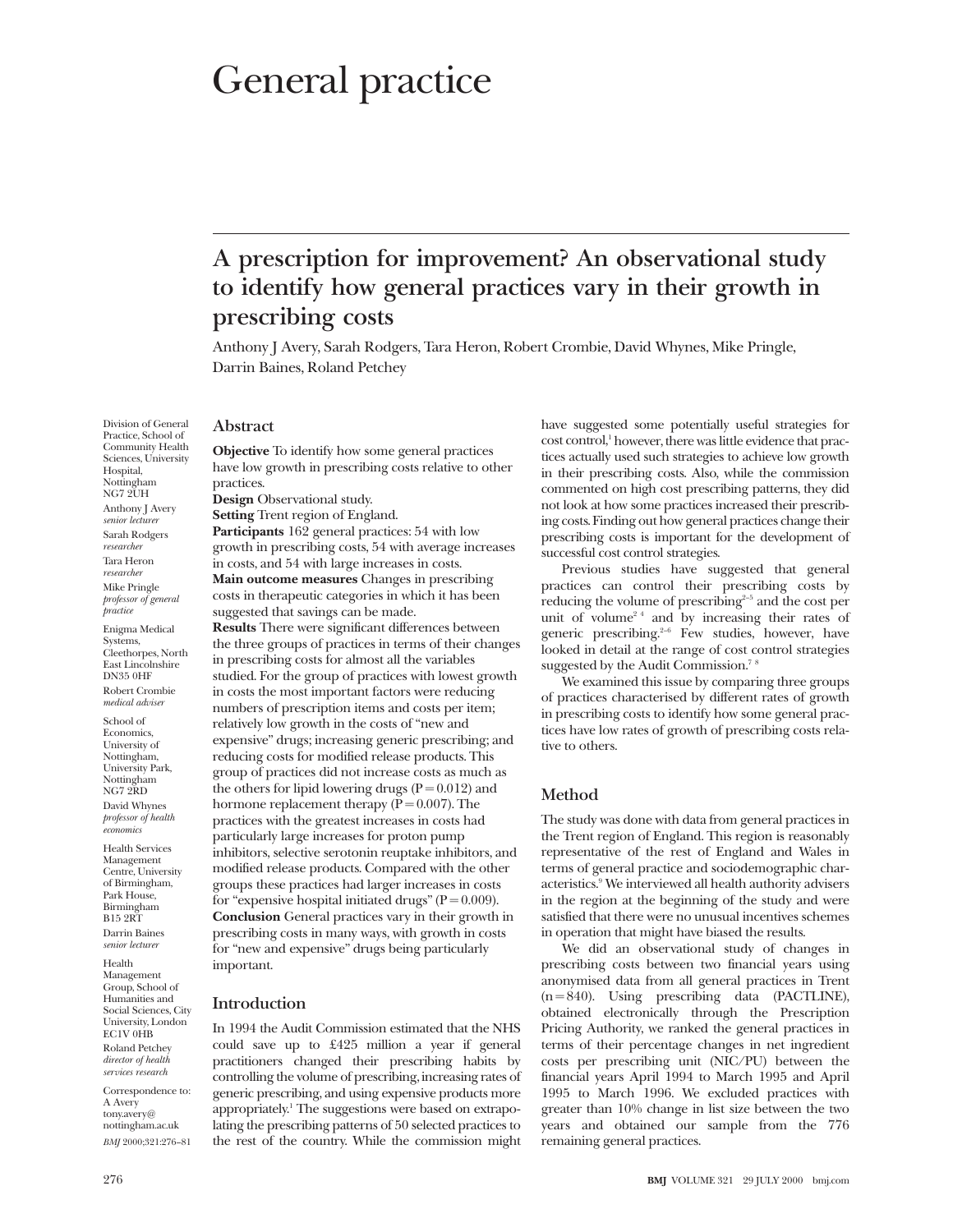# General practice

## A prescription for improvement? An observational study to identify how general practices vary in their growth in prescribing costs

Anthony J Avery, Sarah Rodgers, Tara Heron, Robert Crombie, David Whynes, Mike Pringle, Darrin Baines, Roland Petchey

Division of General Practice, School of Community Health Sciences, University Hospital, Nottingham NG7 2UH
Anthony J Avery *senior lecturer*
Sarah Rodgers *researcher*
Tara Heron *researcher*
Mike Pringle *professor of general practice*

Enigma Medical Systems, Cleethorpes, North East Lincolnshire DN35 0HF
Robert Crombie *medical adviser*

School of Economics, University of Nottingham, University Park, Nottingham NG7 2RD
David Whynes *professor of health economics*

Health Services Management Centre, University of Birmingham, Park House, Birmingham B15 2RT
Darrin Baines *senior lecturer*

Health Management Group, School of Humanities and Social Sciences, City University, London EC1V 0HB
Roland Petchey *director of health services research*

Correspondence to: A Avery tony.avery@nottingham.ac.uk

*BMJ* 2000;321:276–81

### Abstract

**Objective** To identify how some general practices have low growth in prescribing costs relative to other practices.
**Design** Observational study.
**Setting** Trent region of England.
**Participants** 162 general practices: 54 with low growth in prescribing costs, 54 with average increases in costs, and 54 with large increases in costs.
**Main outcome measures** Changes in prescribing costs in therapeutic categories in which it has been suggested that savings can be made.
**Results** There were significant differences between the three groups of practices in terms of their changes in prescribing costs for almost all the variables studied. For the group of practices with lowest growth in costs the most important factors were reducing numbers of prescription items and costs per item; relatively low growth in the costs of "new and expensive" drugs; increasing generic prescribing; and reducing costs for modified release products. This group of practices did not increase costs as much as the others for lipid lowering drugs ($P = 0.012$) and hormone replacement therapy ($P = 0.007$). The practices with the greatest increases in costs had particularly large increases for proton pump inhibitors, selective serotonin reuptake inhibitors, and modified release products. Compared with the other groups these practices had larger increases in costs for "expensive hospital initiated drugs" ($P = 0.009$).
**Conclusion** General practices vary in their growth in prescribing costs in many ways, with growth in costs for "new and expensive" drugs being particularly important.

### Introduction

In 1994 the Audit Commission estimated that the NHS could save up to £425 million a year if general practitioners changed their prescribing habits by controlling the volume of prescribing, increasing rates of generic prescribing, and using expensive products more appropriately.[1] The suggestions were based on extrapolating the prescribing patterns of 50 selected practices to the rest of the country. While the commission might have suggested some potentially useful strategies for cost control,[1] however, there was little evidence that practices actually used such strategies to achieve low growth in their prescribing costs. Also, while the commission commented on high cost prescribing patterns, they did not look at how some practices increased their prescribing costs. Finding out how general practices change their prescribing costs is important for the development of successful cost control strategies.

Previous studies have suggested that general practices can control their prescribing costs by reducing the volume of prescribing[2–5] and the cost per unit of volume[2 4] and by increasing their rates of generic prescribing.[2–6] Few studies, however, have looked in detail at the range of cost control strategies suggested by the Audit Commission.[7 8]

We examined this issue by comparing three groups of practices characterised by different rates of growth in prescribing costs to identify how some general practices have low rates of growth of prescribing costs relative to others.

### Method

The study was done with data from general practices in the Trent region of England. This region is reasonably representative of the rest of England and Wales in terms of general practice and sociodemographic characteristics.[9] We interviewed all health authority advisers in the region at the beginning of the study and were satisfied that there were no unusual incentives schemes in operation that might have biased the results.

We did an observational study of changes in prescribing costs between two financial years using anonymised data from all general practices in Trent ($n = 840$). Using prescribing data (PACTLINE), obtained electronically through the Prescription Pricing Authority, we ranked the general practices in terms of their percentage changes in net ingredient costs per prescribing unit (NIC/PU) between the financial years April 1994 to March 1995 and April 1995 to March 1996. We excluded practices with greater than 10% change in list size between the two years and obtained our sample from the 776 remaining general practices.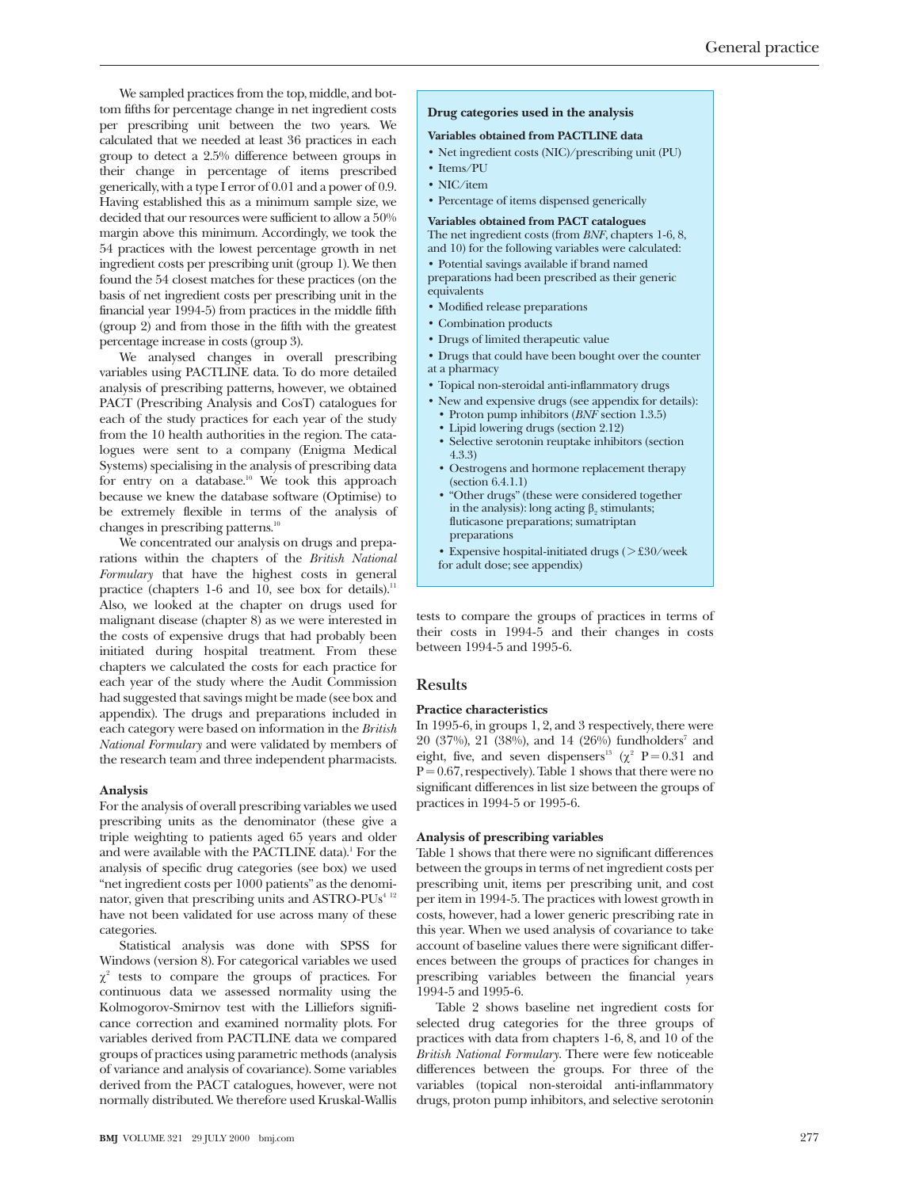We sampled practices from the top, middle, and bottom fifths for percentage change in net ingredient costs per prescribing unit between the two years. We calculated that we needed at least 36 practices in each group to detect a 2.5% difference between groups in their change in percentage of items prescribed generically, with a type I error of 0.01 and a power of 0.9. Having established this as a minimum sample size, we decided that our resources were sufficient to allow a 50% margin above this minimum. Accordingly, we took the 54 practices with the lowest percentage growth in net ingredient costs per prescribing unit (group 1). We then found the 54 closest matches for these practices (on the basis of net ingredient costs per prescribing unit in the financial year 1994-5) from practices in the middle fifth (group 2) and from those in the fifth with the greatest percentage increase in costs (group 3).

We analysed changes in overall prescribing variables using PACTLINE data. To do more detailed analysis of prescribing patterns, however, we obtained PACT (Prescribing Analysis and CosT) catalogues for each of the study practices for each year of the study from the 10 health authorities in the region. The catalogues were sent to a company (Enigma Medical Systems) specialising in the analysis of prescribing data for entry on a database.[10] We took this approach because we knew the database software (Optimise) to be extremely flexible in terms of the analysis of changes in prescribing patterns.[10]

We concentrated our analysis on drugs and preparations within the chapters of the *British National Formulary* that have the highest costs in general practice (chapters 1-6 and 10, see box for details).[11] Also, we looked at the chapter on drugs used for malignant disease (chapter 8) as we were interested in the costs of expensive drugs that had probably been initiated during hospital treatment. From these chapters we calculated the costs for each practice for each year of the study where the Audit Commission had suggested that savings might be made (see box and appendix). The drugs and preparations included in each category were based on information in the *British National Formulary* and were validated by members of the research team and three independent pharmacists.

**Drug categories used in the analysis**

**Variables obtained from PACTLINE data**

- Net ingredient costs (NIC)/prescribing unit (PU)
- Items/PU
- NIC/item
- Percentage of items dispensed generically

**Variables obtained from PACT catalogues**

The net ingredient costs (from *BNF*, chapters 1-6, 8, and 10) for the following variables were calculated:

- Potential savings available if brand named preparations had been prescribed as their generic equivalents
- Modified release preparations
- Combination products
- Drugs of limited therapeutic value
- Drugs that could have been bought over the counter at a pharmacy
- Topical non-steroidal anti-inflammatory drugs
- New and expensive drugs (see appendix for details):
  - Proton pump inhibitors (*BNF* section 1.3.5)
  - Lipid lowering drugs (section 2.12)
  - Selective serotonin reuptake inhibitors (section 4.3.3)
  - Oestrogens and hormone replacement therapy (section 6.4.1.1)
  - "Other drugs" (these were considered together in the analysis): long acting $\beta_2$ stimulants; fluticasone preparations; sumatriptan preparations
- Expensive hospital-initiated drugs (>£30/week for adult dose; see appendix)

### Analysis

For the analysis of overall prescribing variables we used prescribing units as the denominator (these give a triple weighting to patients aged 65 years and older and were available with the PACTLINE data).[1] For the analysis of specific drug categories (see box) we used "net ingredient costs per 1000 patients" as the denominator, given that prescribing units and ASTRO-PUs[4 12] have not been validated for use across many of these categories.

Statistical analysis was done with SPSS for Windows (version 8). For categorical variables we used $\chi^2$ tests to compare the groups of practices. For continuous data we assessed normality using the Kolmogorov-Smirnov test with the Lilliefors significance correction and examined normality plots. For variables derived from PACTLINE data we compared groups of practices using parametric methods (analysis of variance and analysis of covariance). Some variables derived from the PACT catalogues, however, were not normally distributed. We therefore used Kruskal-Wallis tests to compare the groups of practices in terms of their costs in 1994-5 and their changes in costs between 1994-5 and 1995-6.

## Results

### Practice characteristics

In 1995-6, in groups 1, 2, and 3 respectively, there were 20 (37%), 21 (38%), and 14 (26%) fundholders[7] and eight, five, and seven dispensers[13] ($\chi^2$ P=0.31 and P=0.67, respectively). Table 1 shows that there were no significant differences in list size between the groups of practices in 1994-5 or 1995-6.

### Analysis of prescribing variables

Table 1 shows that there were no significant differences between the groups in terms of net ingredient costs per prescribing unit, items per prescribing unit, and cost per item in 1994-5. The practices with lowest growth in costs, however, had a lower generic prescribing rate in this year. When we used analysis of covariance to take account of baseline values there were significant differences between the groups of practices for changes in prescribing variables between the financial years 1994-5 and 1995-6.

Table 2 shows baseline net ingredient costs for selected drug categories for the three groups of practices with data from chapters 1-6, 8, and 10 of the *British National Formulary*. There were few noticeable differences between the groups. For three of the variables (topical non-steroidal anti-inflammatory drugs, proton pump inhibitors, and selective serotonin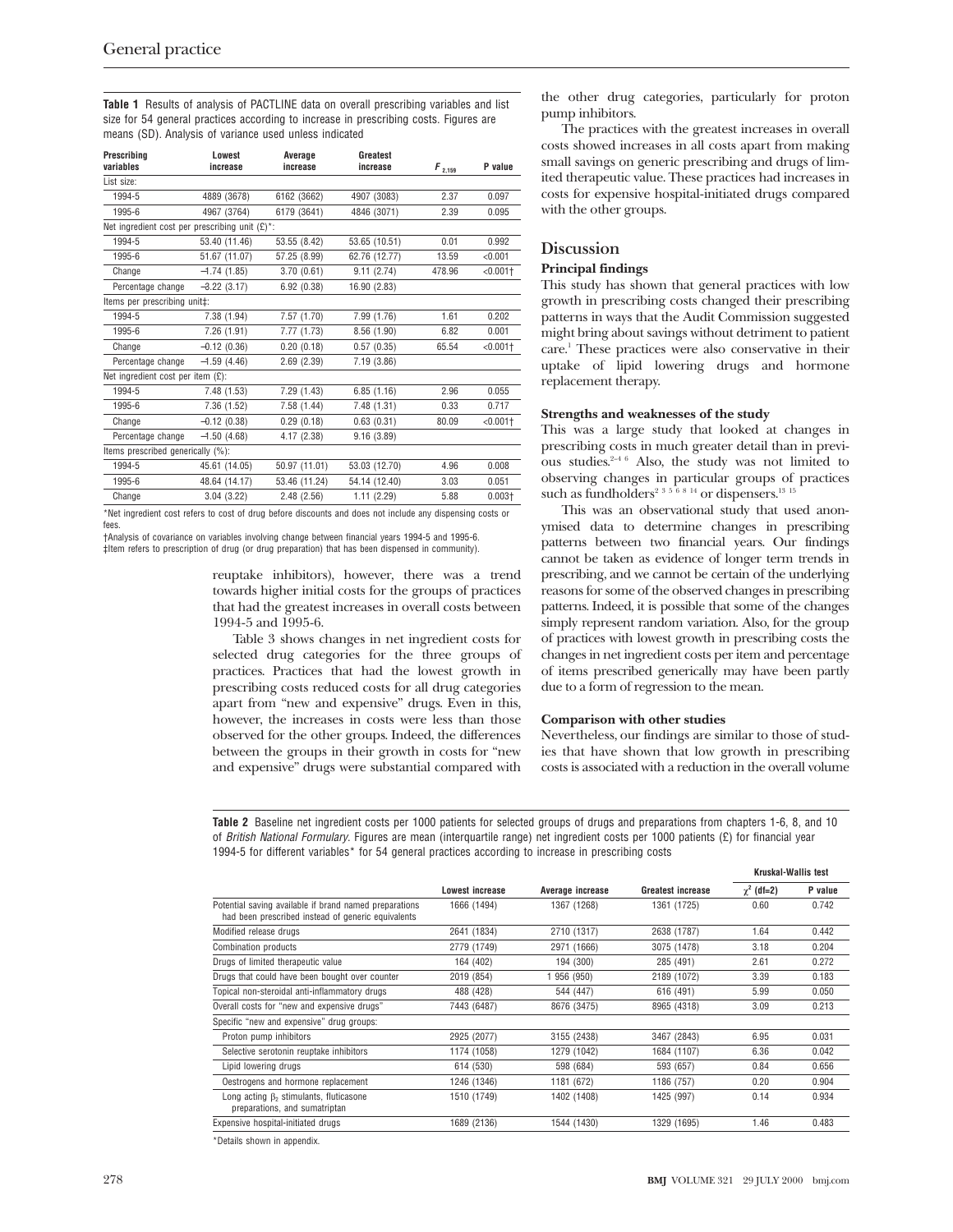**Table 1** Results of analysis of PACTLINE data on overall prescribing variables and list size for 54 general practices according to increase in prescribing costs. Figures are means (SD). Analysis of variance used unless indicated

| Prescribing variables | Lowest increase | Average increase | Greatest increase | $F_{2,159}$ | P value |
|---|---|---|---|---|---|
| List size: | | | | | |
| 1994-5 | 4889 (3678) | 6162 (3662) | 4907 (3083) | 2.37 | 0.097 |
| 1995-6 | 4967 (3764) | 6179 (3641) | 4846 (3071) | 2.39 | 0.095 |
| Net ingredient cost per prescribing unit (£)*: | | | | | |
| 1994-5 | 53.40 (11.46) | 53.55 (8.42) | 53.65 (10.51) | 0.01 | 0.992 |
| 1995-6 | 51.67 (11.07) | 57.25 (8.99) | 62.76 (12.77) | 13.59 | <0.001 |
| Change | −1.74 (1.85) | 3.70 (0.61) | 9.11 (2.74) | 478.96 | <0.001† |
| Percentage change | −3.22 (3.17) | 6.92 (0.38) | 16.90 (2.83) | | |
| Items per prescribing unit‡: | | | | | |
| 1994-5 | 7.38 (1.94) | 7.57 (1.70) | 7.99 (1.76) | 1.61 | 0.202 |
| 1995-6 | 7.26 (1.91) | 7.77 (1.73) | 8.56 (1.90) | 6.82 | 0.001 |
| Change | −0.12 (0.36) | 0.20 (0.18) | 0.57 (0.35) | 65.54 | <0.001† |
| Percentage change | −1.59 (4.46) | 2.69 (2.39) | 7.19 (3.86) | | |
| Net ingredient cost per item (£): | | | | | |
| 1994-5 | 7.48 (1.53) | 7.29 (1.43) | 6.85 (1.16) | 2.96 | 0.055 |
| 1995-6 | 7.36 (1.52) | 7.58 (1.44) | 7.48 (1.31) | 0.33 | 0.717 |
| Change | −0.12 (0.38) | 0.29 (0.18) | 0.63 (0.31) | 80.09 | <0.001† |
| Percentage change | −1.50 (4.68) | 4.17 (2.38) | 9.16 (3.89) | | |
| Items prescribed generically (%): | | | | | |
| 1994-5 | 45.61 (14.05) | 50.97 (11.01) | 53.03 (12.70) | 4.96 | 0.008 |
| 1995-6 | 48.64 (14.17) | 53.46 (11.24) | 54.14 (12.40) | 3.03 | 0.051 |
| Change | 3.04 (3.22) | 2.48 (2.56) | 1.11 (2.29) | 5.88 | 0.003† |

*Net ingredient cost refers to cost of drug before discounts and does not include any dispensing costs or fees.
†Analysis of covariance on variables involving change between financial years 1994-5 and 1995-6.
‡Item refers to prescription of drug (or drug preparation) that has been dispensed in community).

reuptake inhibitors), however, there was a trend towards higher initial costs for the groups of practices that had the greatest increases in overall costs between 1994-5 and 1995-6.

Table 3 shows changes in net ingredient costs for selected drug categories for the three groups of practices. Practices that had the lowest growth in prescribing costs reduced costs for all drug categories apart from "new and expensive" drugs. Even in this, however, the increases in costs were less than those observed for the other groups. Indeed, the differences between the groups in their growth in costs for "new and expensive" drugs were substantial compared with the other drug categories, particularly for proton pump inhibitors.

The practices with the greatest increases in overall costs showed increases in all costs apart from making small savings on generic prescribing and drugs of limited therapeutic value. These practices had increases in costs for expensive hospital-initiated drugs compared with the other groups.

## Discussion

### Principal findings

This study has shown that general practices with low growth in prescribing costs changed their prescribing patterns in ways that the Audit Commission suggested might bring about savings without detriment to patient care.[1] These practices were also conservative in their uptake of lipid lowering drugs and hormone replacement therapy.

### Strengths and weaknesses of the study

This was a large study that looked at changes in prescribing costs in much greater detail than in previous studies.[2–4 6] Also, the study was not limited to observing changes in particular groups of practices such as fundholders[2 3 5 6 8 14] or dispensers.[13 15]

This was an observational study that used anonymised data to determine changes in prescribing patterns between two financial years. Our findings cannot be taken as evidence of longer term trends in prescribing, and we cannot be certain of the underlying reasons for some of the observed changes in prescribing patterns. Indeed, it is possible that some of the changes simply represent random variation. Also, for the group of practices with lowest growth in prescribing costs the changes in net ingredient costs per item and percentage of items prescribed generically may have been partly due to a form of regression to the mean.

### Comparison with other studies

Nevertheless, our findings are similar to those of studies that have shown that low growth in prescribing costs is associated with a reduction in the overall volume

**Table 2** Baseline net ingredient costs per 1000 patients for selected groups of drugs and preparations from chapters 1-6, 8, and 10 of *British National Formulary*. Figures are mean (interquartile range) net ingredient costs per 1000 patients (£) for financial year 1994-5 for different variables* for 54 general practices according to increase in prescribing costs

| | Lowest increase | Average increase | Greatest increase | Kruskal-Wallis test | |
|---|---|---|---|---|---|
| | | | | $\chi^2$ (df=2) | P value |
| Potential saving available if brand name preparations had been prescribed instead of generic equivalents | 1666 (1494) | 1367 (1268) | 1361 (1725) | 0.60 | 0.742 |
| Modified release drugs | 2641 (1834) | 2710 (1317) | 2638 (1787) | 1.64 | 0.442 |
| Combination products | 2779 (1749) | 2971 (1666) | 3075 (1478) | 3.18 | 0.204 |
| Drugs of limited therapeutic value | 164 (402) | 194 (300) | 285 (491) | 2.61 | 0.272 |
| Drugs that could have been bought over counter | 2019 (854) | 1 956 (950) | 2189 (1072) | 3.39 | 0.183 |
| Topical non-steroidal anti-inflammatory drugs | 488 (428) | 544 (447) | 616 (491) | 5.99 | 0.050 |
| Overall costs for "new and expensive drugs" | 7443 (6487) | 8676 (3475) | 8965 (4318) | 3.09 | 0.213 |
| Specific "new and expensive" drug groups: | | | | | |
| Proton pump inhibitors | 2925 (2077) | 3155 (2438) | 3467 (2843) | 6.95 | 0.031 |
| Selective serotonin reuptake inhibitors | 1174 (1058) | 1279 (1042) | 1684 (1107) | 6.36 | 0.042 |
| Lipid lowering drugs | 614 (530) | 598 (684) | 593 (657) | 0.84 | 0.656 |
| Oestrogens and hormone replacement | 1246 (1346) | 1181 (672) | 1186 (757) | 0.20 | 0.904 |
| Long acting $\beta_2$ stimulants, fluticasone preparations, and sumatriptan | 1510 (1749) | 1402 (1408) | 1425 (997) | 0.14 | 0.934 |
| Expensive hospital-initiated drugs | 1689 (2136) | 1544 (1430) | 1329 (1695) | 1.46 | 0.483 |

*Details shown in appendix.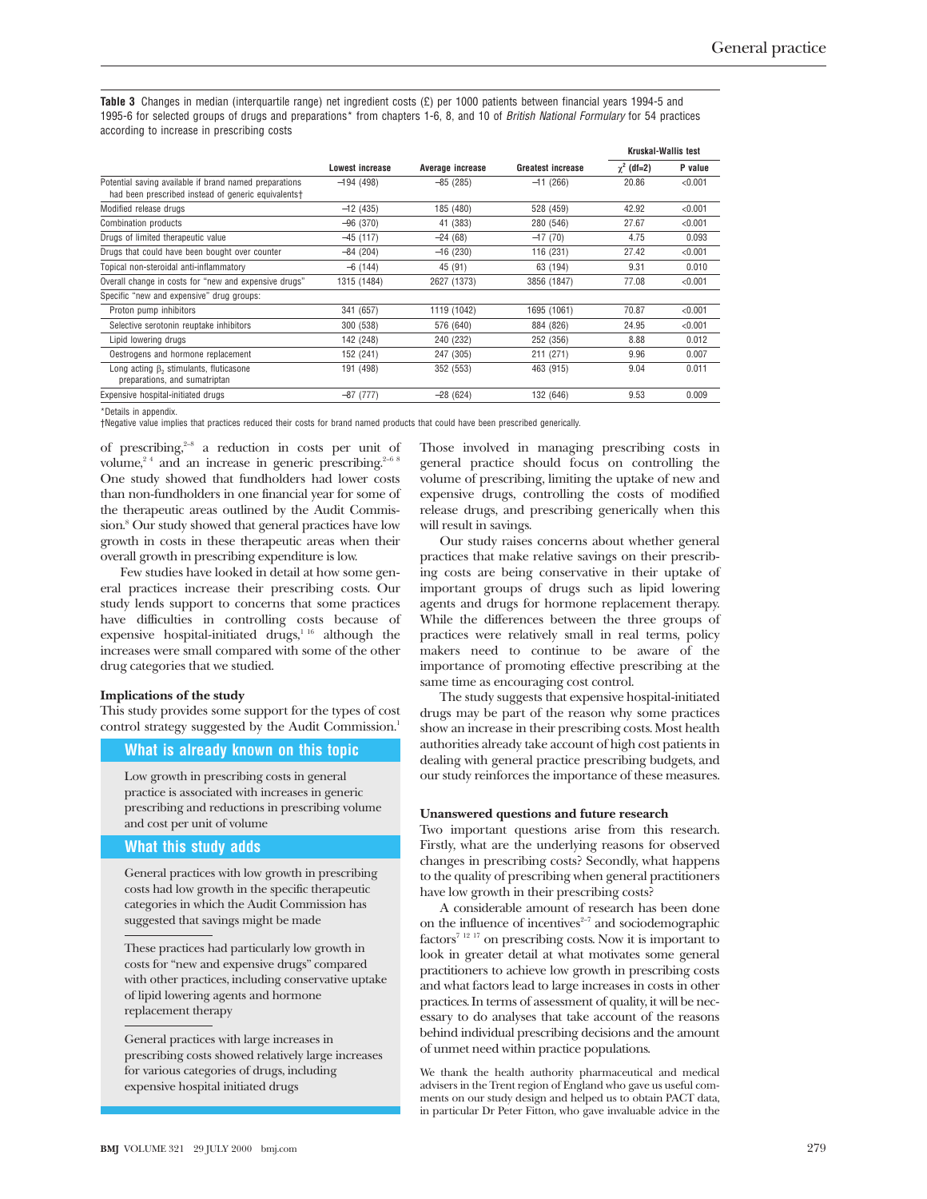**Table 3** Changes in median (interquartile range) net ingredient costs (£) per 1000 patients between financial years 1994-5 and 1995-6 for selected groups of drugs and preparations* from chapters 1-6, 8, and 10 of *British National Formulary* for 54 practices according to increase in prescribing costs

| | Lowest increase | Average increase | Greatest increase | Kruskal-Wallis test | |
|---|---|---|---|---|---|
| | | | | $\chi^2$ (df=2) | P value |
| Potential saving available if brand named preparations had been prescribed instead of generic equivalents† | −194 (498) | −85 (285) | −11 (266) | 20.86 | <0.001 |
| Modified release drugs | −12 (435) | 185 (480) | 528 (459) | 42.92 | <0.001 |
| Combination products | −96 (370) | 41 (383) | 280 (546) | 27.67 | <0.001 |
| Drugs of limited therapeutic value | −45 (117) | −24 (68) | −17 (70) | 4.75 | 0.093 |
| Drugs that could have been bought over counter | −84 (204) | −16 (230) | 116 (231) | 27.42 | <0.001 |
| Topical non-steroidal anti-inflammatory | −6 (144) | 45 (91) | 63 (194) | 9.31 | 0.010 |
| Overall change in costs for "new and expensive drugs" | 1315 (1484) | 2627 (1373) | 3856 (1847) | 77.08 | <0.001 |
| Specific "new and expensive" drug groups: | | | | | |
| Proton pump inhibitors | 341 (657) | 1119 (1042) | 1695 (1061) | 70.87 | <0.001 |
| Selective serotonin reuptake inhibitors | 300 (538) | 576 (640) | 884 (826) | 24.95 | <0.001 |
| Lipid lowering drugs | 142 (248) | 240 (232) | 252 (356) | 8.88 | 0.012 |
| Oestrogens and hormone replacement | 152 (241) | 247 (305) | 211 (271) | 9.96 | 0.007 |
| Long acting $\beta_2$ stimulants, fluticasone preparations, and sumatriptan | 191 (498) | 352 (553) | 463 (915) | 9.04 | 0.011 |
| Expensive hospital-initiated drugs | −87 (777) | −28 (624) | 132 (646) | 9.53 | 0.009 |

*Details in appendix.
†Negative value implies that practices reduced their costs for brand named products that could have been prescribed generically.

of prescribing,[2-8] a reduction in costs per unit of volume,[2 4] and an increase in generic prescribing.[2-6 8] One study showed that fundholders had lower costs than non-fundholders in one financial year for some of the therapeutic areas outlined by the Audit Commission.[8] Our study showed that general practices have low growth in costs in these therapeutic areas when their overall growth in prescribing expenditure is low.

Few studies have looked in detail at how some general practices increase their prescribing costs. Our study lends support to concerns that some practices have difficulties in controlling costs because of expensive hospital-initiated drugs,[1 16] although the increases were small compared with some of the other drug categories that we studied.

**Implications of the study**

This study provides some support for the types of cost control strategy suggested by the Audit Commission.[1]

> **What is already known on this topic**
>
> Low growth in prescribing costs in general practice is associated with increases in generic prescribing and reductions in prescribing volume and cost per unit of volume
>
> **What this study adds**
>
> General practices with low growth in prescribing costs had low growth in the specific therapeutic categories in which the Audit Commission has suggested that savings might be made
>
> These practices had particularly low growth in costs for "new and expensive drugs" compared with other practices, including conservative uptake of lipid lowering agents and hormone replacement therapy
>
> General practices with large increases in prescribing costs showed relatively large increases for various categories of drugs, including expensive hospital initiated drugs

Those involved in managing prescribing costs in general practice should focus on controlling the volume of prescribing, limiting the uptake of new and expensive drugs, controlling the costs of modified release drugs, and prescribing generically when this will result in savings.

Our study raises concerns about whether general practices that make relative savings on their prescribing costs are being conservative in their uptake of important groups of drugs such as lipid lowering agents and drugs for hormone replacement therapy. While the differences between the three groups of practices were relatively small in real terms, policy makers need to continue to be aware of the importance of promoting effective prescribing at the same time as encouraging cost control.

The study suggests that expensive hospital-initiated drugs may be part of the reason why some practices show an increase in their prescribing costs. Most health authorities already take account of high cost patients in dealing with general practice prescribing budgets, and our study reinforces the importance of these measures.

**Unanswered questions and future research**

Two important questions arise from this research. Firstly, what are the underlying reasons for observed changes in prescribing costs? Secondly, what happens to the quality of prescribing when general practitioners have low growth in their prescribing costs?

A considerable amount of research has been done on the influence of incentives[2-7] and sociodemographic factors[7 12 17] on prescribing costs. Now it is important to look in greater detail at what motivates some general practitioners to achieve low growth in prescribing costs and what factors lead to large increases in costs in other practices. In terms of assessment of quality, it will be necessary to do analyses that take account of the reasons behind individual prescribing decisions and the amount of unmet need within practice populations.

We thank the health authority pharmaceutical and medical advisers in the Trent region of England who gave us useful comments on our study design and helped us to obtain PACT data, in particular Dr Peter Fitton, who gave invaluable advice in the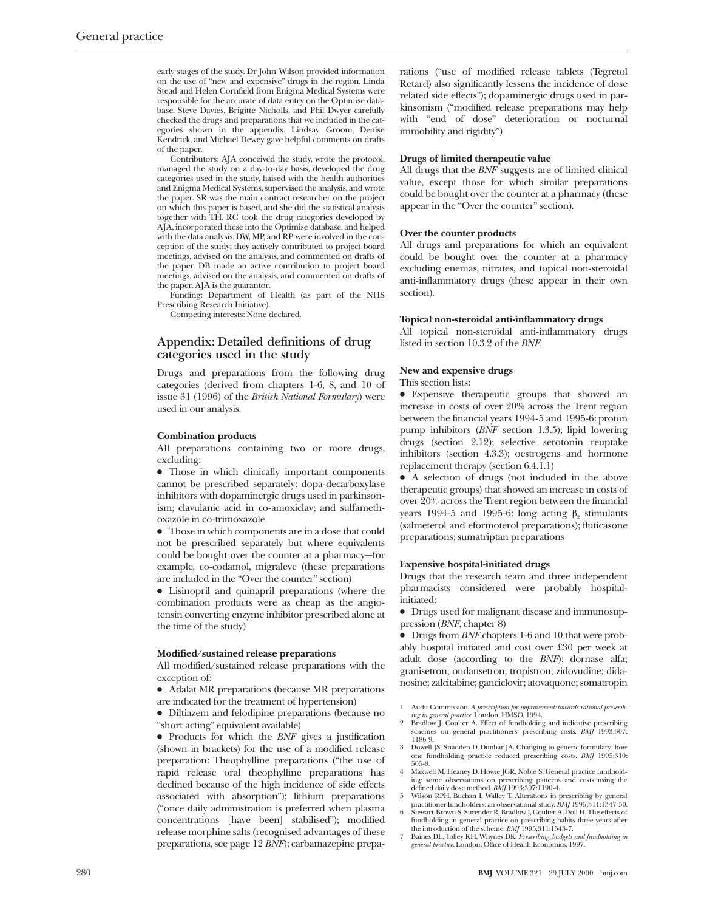early stages of the study. Dr John Wilson provided information on the use of "new and expensive" drugs in the region. Linda Stead and Helen Cornfield from Enigma Medical Systems were responsible for the accurate of data entry on the Optimise database. Steve Davies, Brigitte Nicholls, and Phil Dwyer carefully checked the drugs and preparations that we included in the categories shown in the appendix. Lindsay Groom, Denise Kendrick, and Michael Dewey gave helpful comments on drafts of the paper.

Contributors: AJA conceived the study, wrote the protocol, managed the study on a day-to-day basis, developed the drug categories used in the study, liaised with the health authorities and Enigma Medical Systems, supervised the analysis, and wrote the paper. SR was the main contract researcher on the project on which this paper is based, and she did the statistical analysis together with TH. RC took the drug categories developed by AJA, incorporated these into the Optimise database, and helped with the data analysis. DW, MP, and RP were involved in the conception of the study; they actively contributed to project board meetings, advised on the analysis, and commented on drafts of the paper. DB made an active contribution to project board meetings, advised on the analysis, and commented on drafts of the paper. AJA is the guarantor.

Funding: Department of Health (as part of the NHS Prescribing Research Initiative).

Competing interests: None declared.

## Appendix: Detailed definitions of drug categories used in the study

Drugs and preparations from the following drug categories (derived from chapters 1-6, 8, and 10 of issue 31 (1996) of the *British National Formulary*) were used in our analysis.

### Combination products

All preparations containing two or more drugs, excluding:

- Those in which clinically important components cannot be prescribed separately: dopa-decarboxylase inhibitors with dopaminergic drugs used in parkinsonism; clavulanic acid in co-amoxiclav; and sulfamethoxazole in co-trimoxazole
- Those in which components are in a dose that could not be prescribed separately but where equivalents could be bought over the counter at a pharmacy—for example, co-codamol, migraleve (these preparations are included in the "Over the counter" section)
- Lisinopril and quinapril preparations (where the combination products were as cheap as the angiotensin converting enzyme inhibitor prescribed alone at the time of the study)

### Modified/sustained release preparations

All modified/sustained release preparations with the exception of:

- Adalat MR preparations (because MR preparations are indicated for the treatment of hypertension)
- Diltiazem and felodipine preparations (because no "short acting" equivalent available)
- Products for which the *BNF* gives a justification (shown in brackets) for the use of a modified release preparation: Theophylline preparations ("the use of rapid release oral theophylline preparations has declined because of the high incidence of side effects associated with absorption"); lithium preparations ("once daily administration is preferred when plasma concentrations [have been] stabilised"); modified release morphine salts (recognised advantages of these preparations, see page 12 *BNF*); carbamazepine preparations ("use of modified release tablets (Tegretol Retard) also significantly lessens the incidence of dose related side effects"); dopaminergic drugs used in parkinsonism ("modified release preparations may help with "end of dose" deterioration or nocturnal immobility and rigidity")

### Drugs of limited therapeutic value

All drugs that the *BNF* suggests are of limited clinical value, except those for which similar preparations could be bought over the counter at a pharmacy (these appear in the "Over the counter" section).

### Over the counter products

All drugs and preparations for which an equivalent could be bought over the counter at a pharmacy excluding enemas, nitrates, and topical non-steroidal anti-inflammatory drugs (these appear in their own section).

### Topical non-steroidal anti-inflammatory drugs

All topical non-steroidal anti-inflammatory drugs listed in section 10.3.2 of the *BNF*.

### New and expensive drugs

This section lists:

- Expensive therapeutic groups that showed an increase in costs of over 20% across the Trent region between the financial years 1994-5 and 1995-6: proton pump inhibitors (*BNF* section 1.3.5); lipid lowering drugs (section 2.12); selective serotonin reuptake inhibitors (section 4.3.3); oestrogens and hormone replacement therapy (section 6.4.1.1)
- A selection of drugs (not included in the above therapeutic groups) that showed an increase in costs of over 20% across the Trent region between the financial years 1994-5 and 1995-6: long acting $\beta_2$ stimulants (salmeterol and eformoterol preparations); fluticasone preparations; sumatriptan preparations

### Expensive hospital-initiated drugs

Drugs that the research team and three independent pharmacists considered were probably hospital-initiated:

- Drugs used for malignant disease and immunosuppression (*BNF*, chapter 8)
- Drugs from *BNF* chapters 1-6 and 10 that were probably hospital initiated and cost over £30 per week at adult dose (according to the *BNF*): dornase alfa; granisetron; ondansetron; tropistron; zidovudine; didanosine; zalcitabine; ganciclovir; atovaquone; somatropin

1. Audit Commission. *A prescription for improvement: towards rational prescribing in general practice.* London: HMSO, 1994.
2. Bradlow J, Coulter A. Effect of fundholding and indicative prescribing schemes on general practitioners' prescribing costs. *BMJ* 1993;307:1186-9.
3. Dowell JS, Snadden D, Dunbar JA. Changing to generic formulary: how one fundholding practice reduced prescribing costs. *BMJ* 1995;310:505-8.
4. Maxwell M, Heaney D, Howie JGR, Noble S. General practice fundholding: some observations on prescribing patterns and costs using the defined daily dose method. *BMJ* 1993;307:1190-4.
5. Wilson RPH, Buchan I, Walley T. Alterations in prescribing by general practitioner fundholders: an observational study. *BMJ* 1995;311:1347-50.
6. Stewart-Brown S, Surender R, Bradlow J, Coulter A, Doll H. The effects of fundholding in general practice on prescribing habits three years after the introduction of the scheme. *BMJ* 1995;311:1543-7.
7. Baines DL, Tolley KH, Whynes DK. *Prescribing, budgets and fundholding in general practice.* London: Office of Health Economics, 1997.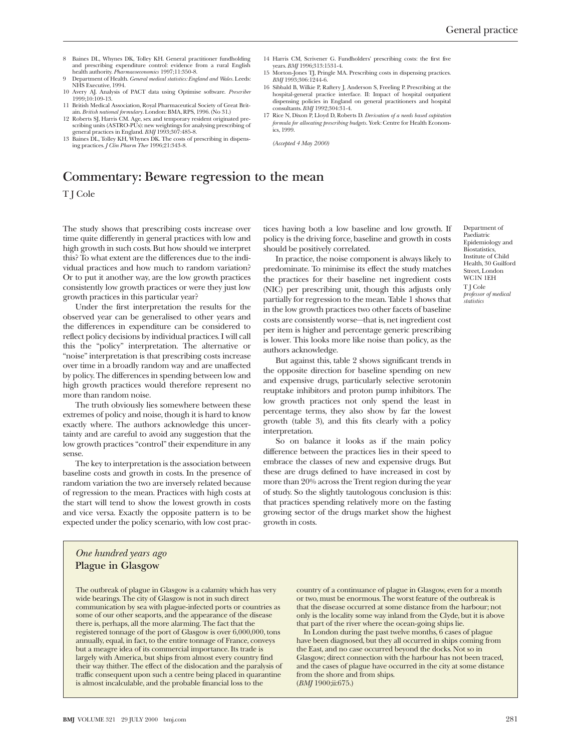8. Baines DL, Whynes DK, Tolley KH. General practitioner fundholding and prescribing expenditure control: evidence from a rural English health authority. *Pharmacoeconomics* 1997;11:350-8.
9. Department of Health. *General medical statistics: England and Wales*. Leeds: NHS Executive, 1994.
10. Avery AJ. Analysis of PACT data using Optimise software. *Prescriber* 1999;10:109-13.
11. British Medical Association, Royal Pharmaceutical Society of Great Britain. *British national formulary*. London: BMA, RPS, 1996. (No 31.)
12. Roberts SJ, Harris CM. Age, sex and temporary resident originated prescribing units (ASTRO-PUs): new weightings for analysing prescribing of general practices in England. *BMJ* 1993;307:485-8.
13. Baines DL, Tolley KH, Whynes DK. The costs of prescribing in dispensing practices. *J Clin Pharm Ther* 1996;21:343-8.
14. Harris CM, Scrivener G. Fundholders' prescribing costs: the first five years. *BMJ* 1996;313:1531-4.
15. Morton-Jones TJ, Pringle MA. Prescribing costs in dispensing practices. *BMJ* 1993;306:1244-6.
16. Sibbald B, Wilkie P, Raftery J, Anderson S, Freeling P. Prescribing at the hospital-general practice interface. II: Impact of hospital outpatient dispensing policies in England on general practitioners and hospital consultants. *BMJ* 1992;304:31-4.
17. Rice N, Dixon P, Lloyd D, Roberts D. *Derivation of a needs based capitation formula for allocating prescribing budgets*. York: Centre for Health Economics, 1999.

*(Accepted 4 May 2000)*

# Commentary: Beware regression to the mean

T J Cole

Department of Paediatric Epidemiology and Biostatistics, Institute of Child Health, 30 Guilford Street, London WC1N 1EH
T J Cole
*professor of medical statistics*

The study shows that prescribing costs increase over time quite differently in general practices with low and high growth in such costs. But how should we interpret this? To what extent are the differences due to the individual practices and how much to random variation? Or to put it another way, are the low growth practices consistently low growth practices or were they just low growth practices in this particular year?

Under the first interpretation the results for the observed year can be generalised to other years and the differences in expenditure can be considered to reflect policy decisions by individual practices. I will call this the "policy" interpretation. The alternative or "noise" interpretation is that prescribing costs increase over time in a broadly random way and are unaffected by policy. The differences in spending between low and high growth practices would therefore represent no more than random noise.

The truth obviously lies somewhere between these extremes of policy and noise, though it is hard to know exactly where. The authors acknowledge this uncertainty and are careful to avoid any suggestion that the low growth practices "control" their expenditure in any sense.

The key to interpretation is the association between baseline costs and growth in costs. In the presence of random variation the two are inversely related because of regression to the mean. Practices with high costs at the start will tend to show the lowest growth in costs and vice versa. Exactly the opposite pattern is to be expected under the policy scenario, with low cost practices having both a low baseline and low growth. If policy is the driving force, baseline and growth in costs should be positively correlated.

In practice, the noise component is always likely to predominate. To minimise its effect the study matches the practices for their baseline net ingredient costs (NIC) per prescribing unit, though this adjusts only partially for regression to the mean. Table 1 shows that in the low growth practices two other facets of baseline costs are consistently worse—that is, net ingredient cost per item is higher and percentage generic prescribing is lower. This looks more like noise than policy, as the authors acknowledge.

But against this, table 2 shows significant trends in the opposite direction for baseline spending on new and expensive drugs, particularly selective serotonin reuptake inhibitors and proton pump inhibitors. The low growth practices not only spend the least in percentage terms, they also show by far the lowest growth (table 3), and this fits clearly with a policy interpretation.

So on balance it looks as if the main policy difference between the practices lies in their speed to embrace the classes of new and expensive drugs. But these are drugs defined to have increased in cost by more than 20% across the Trent region during the year of study. So the slightly tautologous conclusion is this: that practices spending relatively more on the fasting growing sector of the drugs market show the highest growth in costs.

*One hundred years ago*
**Plague in Glasgow**

The outbreak of plague in Glasgow is a calamity which has very wide bearings. The city of Glasgow is not in such direct communication by sea with plague-infected ports or countries as some of our other seaports, and the appearance of the disease there is, perhaps, all the more alarming. The fact that the registered tonnage of the port of Glasgow is over 6,000,000, tons annually, equal, in fact, to the entire tonnage of France, conveys but a meagre idea of its commercial importance. Its trade is largely with America, but ships from almost every country find their way thither. The effect of the dislocation and the paralysis of traffic consequent upon such a centre being placed in quarantine is almost incalculable, and the probable financial loss to the country of a continuance of plague in Glasgow, even for a month or two, must be enormous. The worst feature of the outbreak is that the disease occurred at some distance from the harbour; not only is the locality some way inland from the Clyde, but it is above that part of the river where the ocean-going ships lie.

In London during the past twelve months, 6 cases of plague have been diagnosed, but they all occurred in ships coming from the East, and no case occurred beyond the docks. Not so in Glasgow; direct connection with the harbour has not been traced, and the cases of plague have occurred in the city at some distance from the shore and from ships.
(*BMJ* 1900;ii:675.)